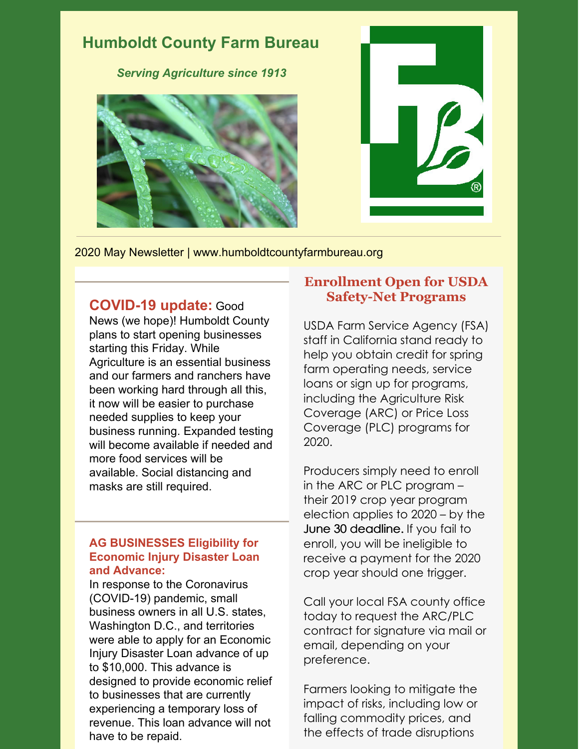# Humboldt County Farm Bureau

***Serving Agriculture since 1913***

2020 May Newsletter | www.humboldtcountyfarmbureau.org

**COVID-19 update:** Good News (we hope)! Humboldt County plans to start opening businesses starting this Friday. While Agriculture is an essential business and our farmers and ranchers have been working hard through all this, it now will be easier to purchase needed supplies to keep your business running. Expanded testing will become available if needed and more food services will be available. Social distancing and masks are still required.

### AG BUSINESSES Eligibility for Economic Injury Disaster Loan and Advance:

In response to the Coronavirus (COVID-19) pandemic, small business owners in all U.S. states, Washington D.C., and territories were able to apply for an Economic Injury Disaster Loan advance of up to $10,000. This advance is designed to provide economic relief to businesses that are currently experiencing a temporary loss of revenue. This loan advance will not have to be repaid.

## Enrollment Open for USDA Safety-Net Programs

USDA Farm Service Agency (FSA) staff in California stand ready to help you obtain credit for spring farm operating needs, service loans or sign up for programs, including the Agriculture Risk Coverage (ARC) or Price Loss Coverage (PLC) programs for 2020.

Producers simply need to enroll in the ARC or PLC program – their 2019 crop year program election applies to 2020 – by the June 30 deadline. If you fail to enroll, you will be ineligible to receive a payment for the 2020 crop year should one trigger.

Call your local FSA county office today to request the ARC/PLC contract for signature via mail or email, depending on your preference.

Farmers looking to mitigate the impact of risks, including low or falling commodity prices, and the effects of trade disruptions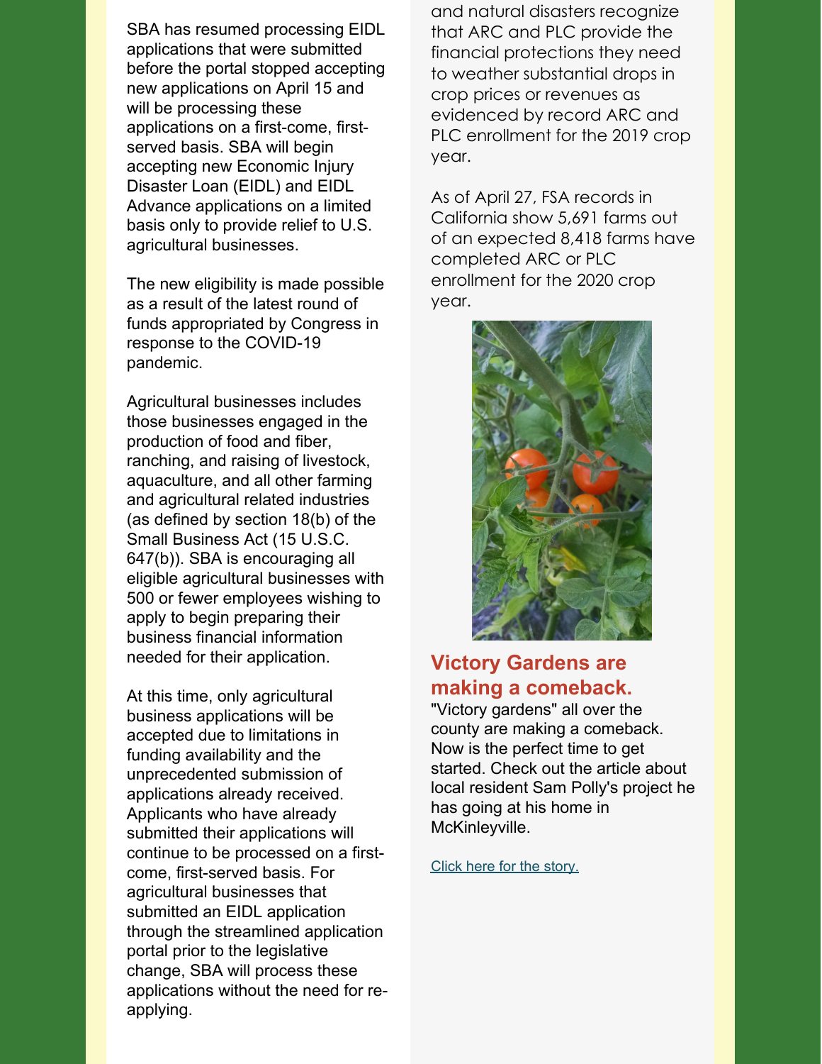SBA has resumed processing EIDL applications that were submitted before the portal stopped accepting new applications on April 15 and will be processing these applications on a first-come, first-served basis. SBA will begin accepting new Economic Injury Disaster Loan (EIDL) and EIDL Advance applications on a limited basis only to provide relief to U.S. agricultural businesses.

The new eligibility is made possible as a result of the latest round of funds appropriated by Congress in response to the COVID-19 pandemic.

Agricultural businesses includes those businesses engaged in the production of food and fiber, ranching, and raising of livestock, aquaculture, and all other farming and agricultural related industries (as defined by section 18(b) of the Small Business Act (15 U.S.C. 647(b)). SBA is encouraging all eligible agricultural businesses with 500 or fewer employees wishing to apply to begin preparing their business financial information needed for their application.

At this time, only agricultural business applications will be accepted due to limitations in funding availability and the unprecedented submission of applications already received. Applicants who have already submitted their applications will continue to be processed on a first-come, first-served basis. For agricultural businesses that submitted an EIDL application through the streamlined application portal prior to the legislative change, SBA will process these applications without the need for re-applying.

and natural disasters recognize that ARC and PLC provide the financial protections they need to weather substantial drops in crop prices or revenues as evidenced by record ARC and PLC enrollment for the 2019 crop year.

As of April 27, FSA records in California show 5,691 farms out of an expected 8,418 farms have completed ARC or PLC enrollment for the 2020 crop year.

## Victory Gardens are making a comeback.

"Victory gardens" all over the county are making a comeback. Now is the perfect time to get started. Check out the article about local resident Sam Polly's project he has going at his home in McKinleyville.

[Click here for the story.]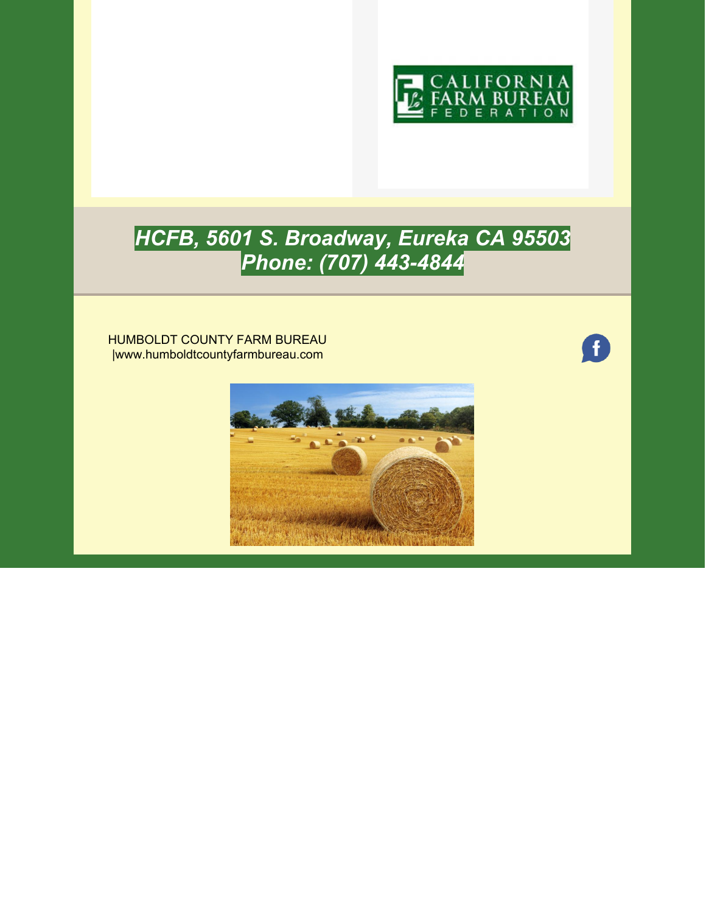***HCFB, 5601 S. Broadway, Eureka CA 95503***
***Phone: (707) 443-4844***

HUMBOLDT COUNTY FARM BUREAU
|www.humboldtcountyfarmbureau.com